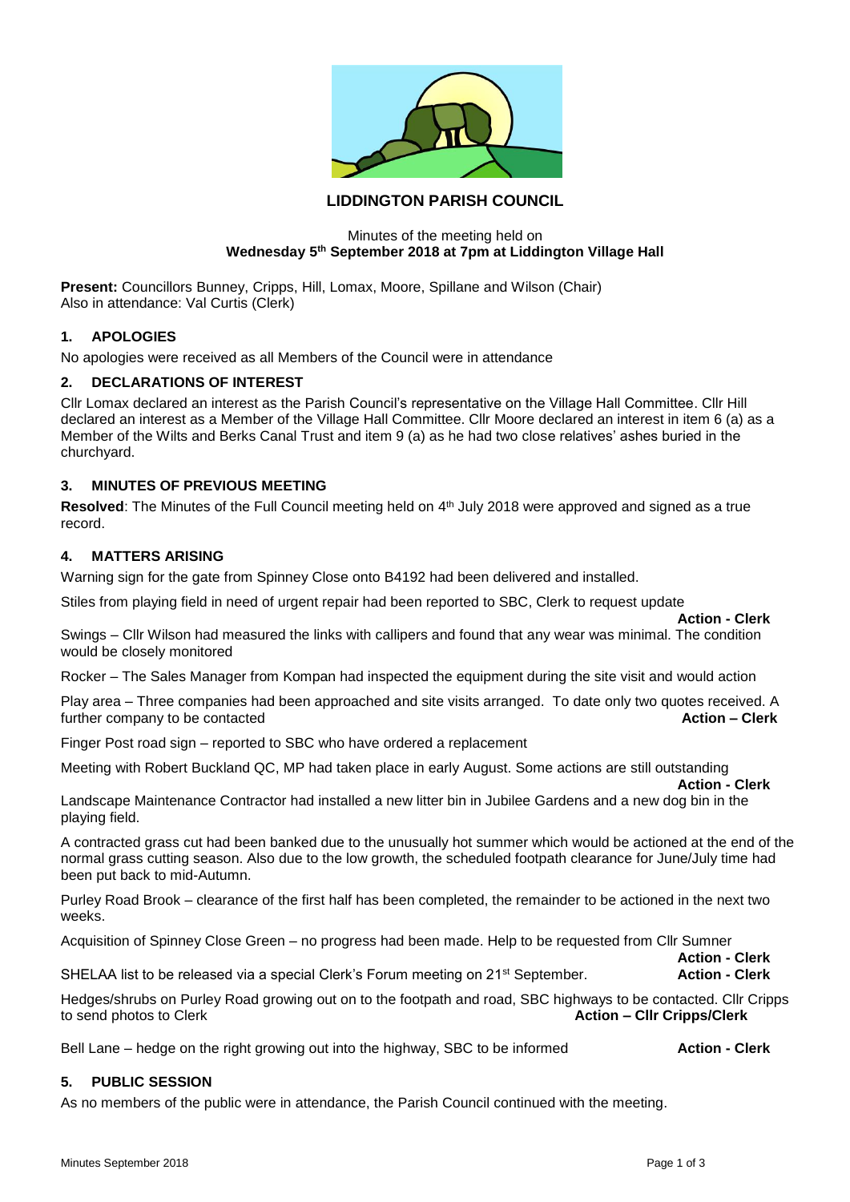# LIDDINGTON PARISH COUNCIL

Minutes of the meeting held on
**Wednesday 5th September 2018 at 7pm at Liddington Village Hall**

**Present:** Councillors Bunney, Cripps, Hill, Lomax, Moore, Spillane and Wilson (Chair)
Also in attendance: Val Curtis (Clerk)

## 1. APOLOGIES

No apologies were received as all Members of the Council were in attendance

## 2. DECLARATIONS OF INTEREST

Cllr Lomax declared an interest as the Parish Council's representative on the Village Hall Committee. Cllr Hill declared an interest as a Member of the Village Hall Committee. Cllr Moore declared an interest in item 6 (a) as a Member of the Wilts and Berks Canal Trust and item 9 (a) as he had two close relatives' ashes buried in the churchyard.

## 3. MINUTES OF PREVIOUS MEETING

**Resolved**: The Minutes of the Full Council meeting held on 4th July 2018 were approved and signed as a true record.

## 4. MATTERS ARISING

Warning sign for the gate from Spinney Close onto B4192 had been delivered and installed.

Stiles from playing field in need of urgent repair had been reported to SBC, Clerk to request update **Action - Clerk**

Swings – Cllr Wilson had measured the links with callipers and found that any wear was minimal. The condition would be closely monitored

Rocker – The Sales Manager from Kompan had inspected the equipment during the site visit and would action

Play area – Three companies had been approached and site visits arranged. To date only two quotes received. A further company to be contacted **Action – Clerk**

Finger Post road sign – reported to SBC who have ordered a replacement

Meeting with Robert Buckland QC, MP had taken place in early August. Some actions are still outstanding **Action - Clerk**

Landscape Maintenance Contractor had installed a new litter bin in Jubilee Gardens and a new dog bin in the playing field.

A contracted grass cut had been banked due to the unusually hot summer which would be actioned at the end of the normal grass cutting season. Also due to the low growth, the scheduled footpath clearance for June/July time had been put back to mid-Autumn.

Purley Road Brook – clearance of the first half has been completed, the remainder to be actioned in the next two weeks.

Acquisition of Spinney Close Green – no progress had been made. Help to be requested from Cllr Sumner **Action - Clerk**

SHELAA list to be released via a special Clerk's Forum meeting on 21st September. **Action - Clerk**

Hedges/shrubs on Purley Road growing out on to the footpath and road, SBC highways to be contacted. Cllr Cripps to send photos to Clerk **Action – Cllr Cripps/Clerk**

Bell Lane – hedge on the right growing out into the highway, SBC to be informed **Action - Clerk**

## 5. PUBLIC SESSION

As no members of the public were in attendance, the Parish Council continued with the meeting.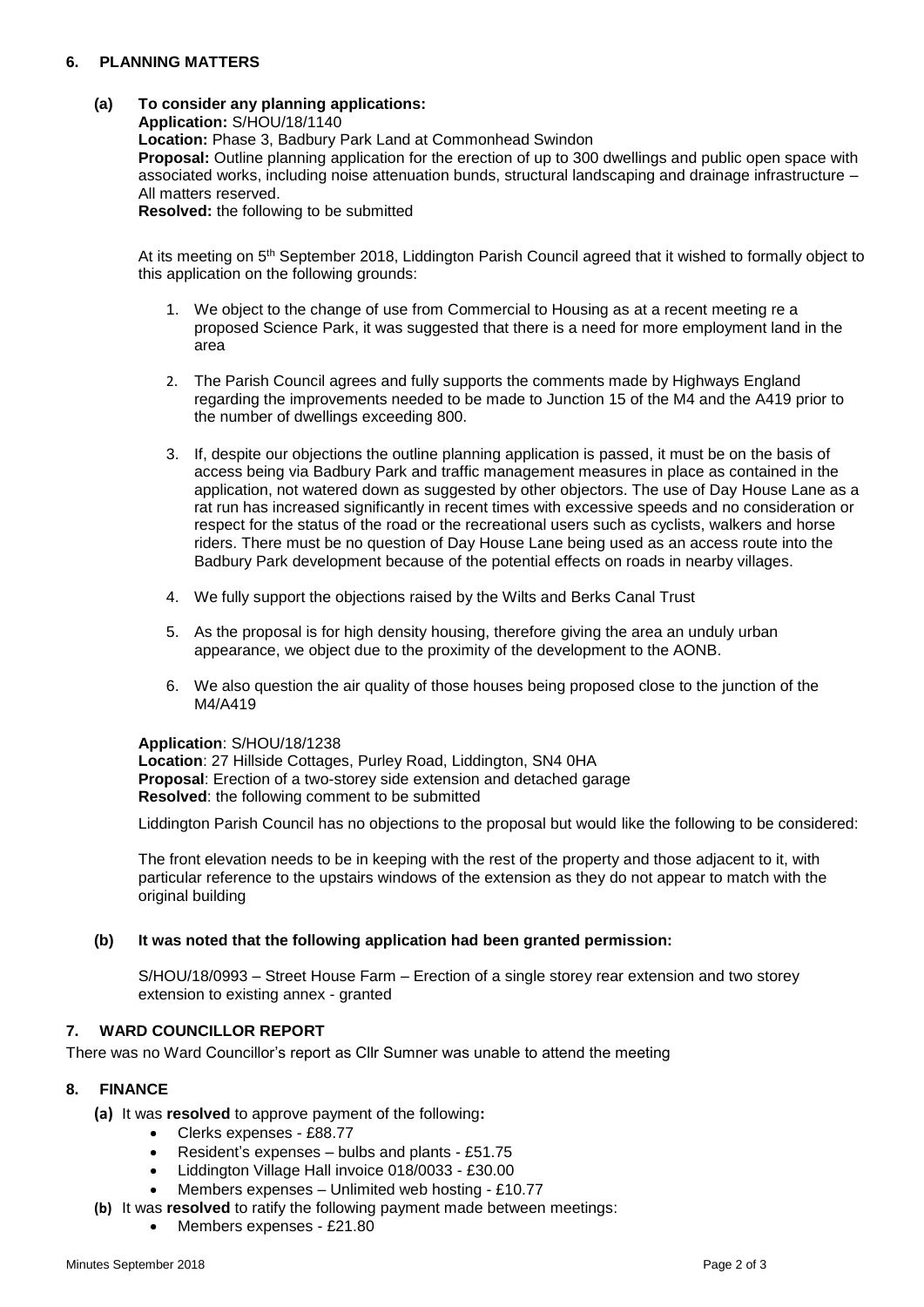## 6. PLANNING MATTERS

**(a) To consider any planning applications:**

**Application:** S/HOU/18/1140
**Location:** Phase 3, Badbury Park Land at Commonhead Swindon
**Proposal:** Outline planning application for the erection of up to 300 dwellings and public open space with associated works, including noise attenuation bunds, structural landscaping and drainage infrastructure – All matters reserved.
**Resolved:** the following to be submitted

At its meeting on 5th September 2018, Liddington Parish Council agreed that it wished to formally object to this application on the following grounds:

1. We object to the change of use from Commercial to Housing as at a recent meeting re a proposed Science Park, it was suggested that there is a need for more employment land in the area
2. The Parish Council agrees and fully supports the comments made by Highways England regarding the improvements needed to be made to Junction 15 of the M4 and the A419 prior to the number of dwellings exceeding 800.
3. If, despite our objections the outline planning application is passed, it must be on the basis of access being via Badbury Park and traffic management measures in place as contained in the application, not watered down as suggested by other objectors. The use of Day House Lane as a rat run has increased significantly in recent times with excessive speeds and no consideration or respect for the status of the road or the recreational users such as cyclists, walkers and horse riders. There must be no question of Day House Lane being used as an access route into the Badbury Park development because of the potential effects on roads in nearby villages.
4. We fully support the objections raised by the Wilts and Berks Canal Trust
5. As the proposal is for high density housing, therefore giving the area an unduly urban appearance, we object due to the proximity of the development to the AONB.
6. We also question the air quality of those houses being proposed close to the junction of the M4/A419

**Application**: S/HOU/18/1238
**Location**: 27 Hillside Cottages, Purley Road, Liddington, SN4 0HA
**Proposal**: Erection of a two-storey side extension and detached garage
**Resolved**: the following comment to be submitted

Liddington Parish Council has no objections to the proposal but would like the following to be considered:

The front elevation needs to be in keeping with the rest of the property and those adjacent to it, with particular reference to the upstairs windows of the extension as they do not appear to match with the original building

**(b) It was noted that the following application had been granted permission:**

S/HOU/18/0993 – Street House Farm – Erection of a single storey rear extension and two storey extension to existing annex - granted

## 7. WARD COUNCILLOR REPORT

There was no Ward Councillor's report as Cllr Sumner was unable to attend the meeting

## 8. FINANCE

**(a)** It was **resolved** to approve payment of the following**:**
- Clerks expenses - £88.77
- Resident's expenses – bulbs and plants - £51.75
- Liddington Village Hall invoice 018/0033 - £30.00
- Members expenses – Unlimited web hosting - £10.77

**(b)** It was **resolved** to ratify the following payment made between meetings:
- Members expenses - £21.80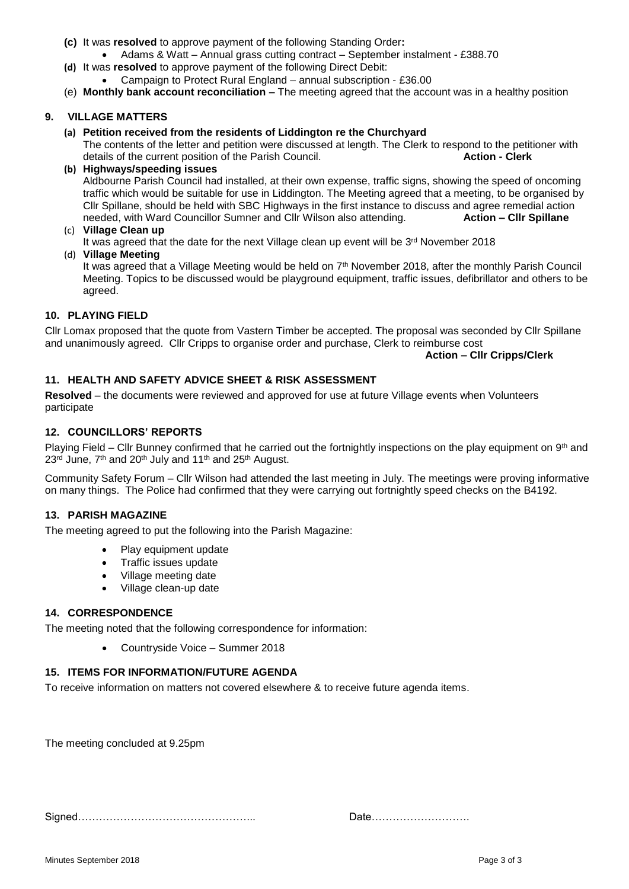**(c)** It was **resolved** to approve payment of the following Standing Order**:**

- Adams & Watt – Annual grass cutting contract – September instalment - £388.70

**(d)** It was **resolved** to approve payment of the following Direct Debit:

- Campaign to Protect Rural England – annual subscription - £36.00

(e) **Monthly bank account reconciliation –** The meeting agreed that the account was in a healthy position

## 9. VILLAGE MATTERS

**(a) Petition received from the residents of Liddington re the Churchyard**

The contents of the letter and petition were discussed at length. The Clerk to respond to the petitioner with details of the current position of the Parish Council. **Action - Clerk**

**(b) Highways/speeding issues**

Aldbourne Parish Council had installed, at their own expense, traffic signs, showing the speed of oncoming traffic which would be suitable for use in Liddington. The Meeting agreed that a meeting, to be organised by Cllr Spillane, should be held with SBC Highways in the first instance to discuss and agree remedial action needed, with Ward Councillor Sumner and Cllr Wilson also attending. **Action – Cllr Spillane**

(c) **Village Clean up**

It was agreed that the date for the next Village clean up event will be 3rd November 2018

(d) **Village Meeting**

It was agreed that a Village Meeting would be held on 7th November 2018, after the monthly Parish Council Meeting. Topics to be discussed would be playground equipment, traffic issues, defibrillator and others to be agreed.

## 10. PLAYING FIELD

Cllr Lomax proposed that the quote from Vastern Timber be accepted. The proposal was seconded by Cllr Spillane and unanimously agreed. Cllr Cripps to organise order and purchase, Clerk to reimburse cost

**Action – Cllr Cripps/Clerk**

## 11. HEALTH AND SAFETY ADVICE SHEET & RISK ASSESSMENT

**Resolved** – the documents were reviewed and approved for use at future Village events when Volunteers participate

## 12. COUNCILLORS' REPORTS

Playing Field – Cllr Bunney confirmed that he carried out the fortnightly inspections on the play equipment on 9th and 23rd June, 7th and 20th July and 11th and 25th August.

Community Safety Forum – Cllr Wilson had attended the last meeting in July. The meetings were proving informative on many things. The Police had confirmed that they were carrying out fortnightly speed checks on the B4192.

## 13. PARISH MAGAZINE

The meeting agreed to put the following into the Parish Magazine:

- Play equipment update
- Traffic issues update
- Village meeting date
- Village clean-up date

## 14. CORRESPONDENCE

The meeting noted that the following correspondence for information:

- Countryside Voice – Summer 2018

## 15. ITEMS FOR INFORMATION/FUTURE AGENDA

To receive information on matters not covered elsewhere & to receive future agenda items.

The meeting concluded at 9.25pm

Signed………………………………………….. Date……………………….

Minutes September 2018